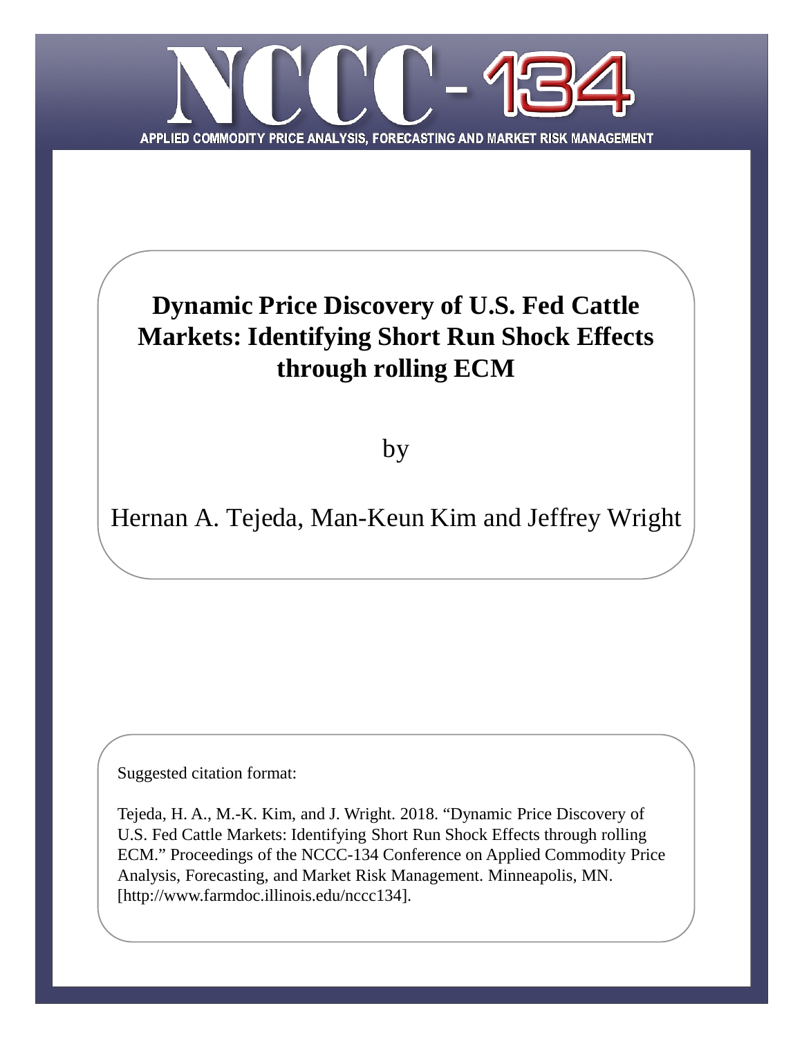# NCCC-134

APPLIED COMMODITY PRICE ANALYSIS, FORECASTING AND MARKET RISK MANAGEMENT

## Dynamic Price Discovery of U.S. Fed Cattle Markets: Identifying Short Run Shock Effects through rolling ECM

by

Hernan A. Tejeda, Man-Keun Kim and Jeffrey Wright

Suggested citation format:

Tejeda, H. A., M.-K. Kim, and J. Wright. 2018. "Dynamic Price Discovery of U.S. Fed Cattle Markets: Identifying Short Run Shock Effects through rolling ECM." Proceedings of the NCCC-134 Conference on Applied Commodity Price Analysis, Forecasting, and Market Risk Management. Minneapolis, MN. [http://www.farmdoc.illinois.edu/nccc134].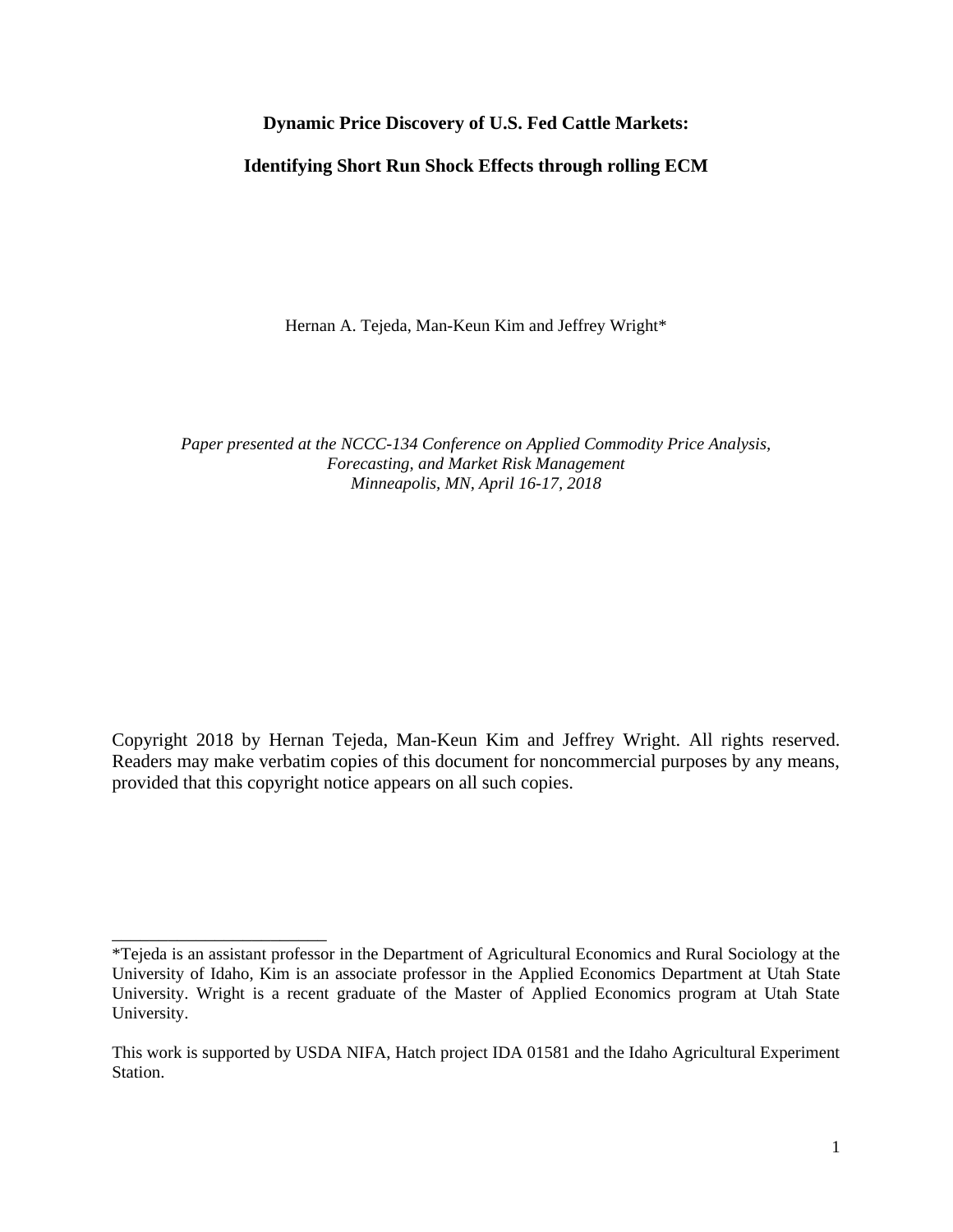**Dynamic Price Discovery of U.S. Fed Cattle Markets:**

**Identifying Short Run Shock Effects through rolling ECM**

Hernan A. Tejeda, Man-Keun Kim and Jeffrey Wright*

*Paper presented at the NCCC-134 Conference on Applied Commodity Price Analysis, Forecasting, and Market Risk Management*
*Minneapolis, MN, April 16-17, 2018*

Copyright 2018 by Hernan Tejeda, Man-Keun Kim and Jeffrey Wright. All rights reserved. Readers may make verbatim copies of this document for noncommercial purposes by any means, provided that this copyright notice appears on all such copies.

---

*Tejeda is an assistant professor in the Department of Agricultural Economics and Rural Sociology at the University of Idaho, Kim is an associate professor in the Applied Economics Department at Utah State University. Wright is a recent graduate of the Master of Applied Economics program at Utah State University.

This work is supported by USDA NIFA, Hatch project IDA 01581 and the Idaho Agricultural Experiment Station.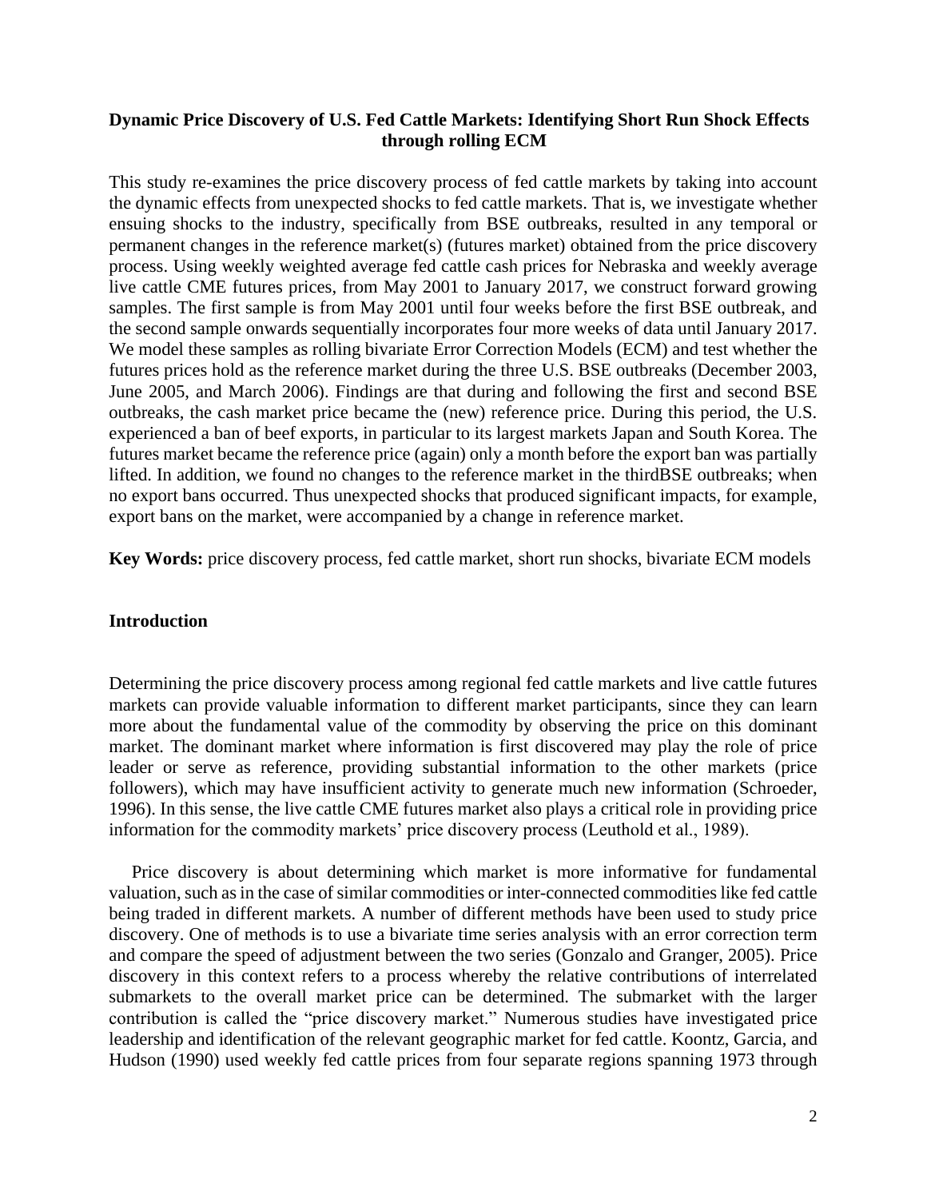**Dynamic Price Discovery of U.S. Fed Cattle Markets: Identifying Short Run Shock Effects through rolling ECM**

This study re-examines the price discovery process of fed cattle markets by taking into account the dynamic effects from unexpected shocks to fed cattle markets. That is, we investigate whether ensuing shocks to the industry, specifically from BSE outbreaks, resulted in any temporal or permanent changes in the reference market(s) (futures market) obtained from the price discovery process. Using weekly weighted average fed cattle cash prices for Nebraska and weekly average live cattle CME futures prices, from May 2001 to January 2017, we construct forward growing samples. The first sample is from May 2001 until four weeks before the first BSE outbreak, and the second sample onwards sequentially incorporates four more weeks of data until January 2017. We model these samples as rolling bivariate Error Correction Models (ECM) and test whether the futures prices hold as the reference market during the three U.S. BSE outbreaks (December 2003, June 2005, and March 2006). Findings are that during and following the first and second BSE outbreaks, the cash market price became the (new) reference price. During this period, the U.S. experienced a ban of beef exports, in particular to its largest markets Japan and South Korea. The futures market became the reference price (again) only a month before the export ban was partially lifted. In addition, we found no changes to the reference market in the thirdBSE outbreaks; when no export bans occurred. Thus unexpected shocks that produced significant impacts, for example, export bans on the market, were accompanied by a change in reference market.

**Key Words:** price discovery process, fed cattle market, short run shocks, bivariate ECM models

## Introduction

Determining the price discovery process among regional fed cattle markets and live cattle futures markets can provide valuable information to different market participants, since they can learn more about the fundamental value of the commodity by observing the price on this dominant market. The dominant market where information is first discovered may play the role of price leader or serve as reference, providing substantial information to the other markets (price followers), which may have insufficient activity to generate much new information (Schroeder, 1996). In this sense, the live cattle CME futures market also plays a critical role in providing price information for the commodity markets' price discovery process (Leuthold et al., 1989).

Price discovery is about determining which market is more informative for fundamental valuation, such as in the case of similar commodities or inter-connected commodities like fed cattle being traded in different markets. A number of different methods have been used to study price discovery. One of methods is to use a bivariate time series analysis with an error correction term and compare the speed of adjustment between the two series (Gonzalo and Granger, 2005). Price discovery in this context refers to a process whereby the relative contributions of interrelated submarkets to the overall market price can be determined. The submarket with the larger contribution is called the "price discovery market." Numerous studies have investigated price leadership and identification of the relevant geographic market for fed cattle. Koontz, Garcia, and Hudson (1990) used weekly fed cattle prices from four separate regions spanning 1973 through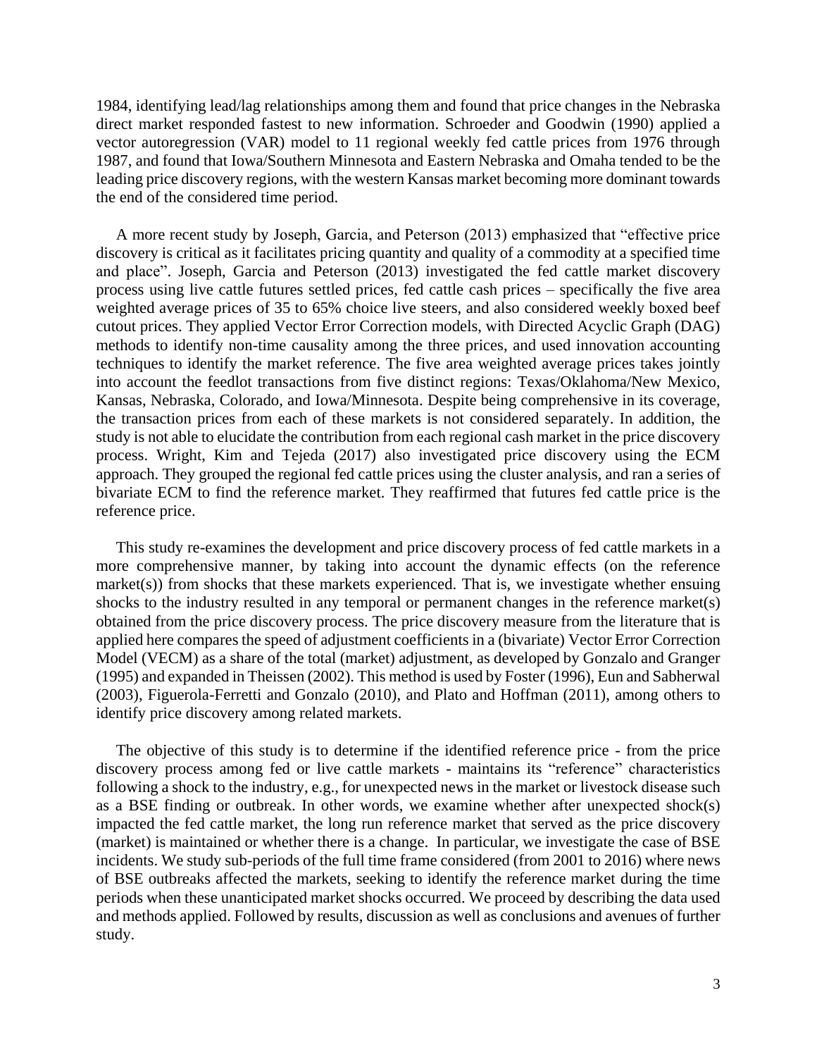1984, identifying lead/lag relationships among them and found that price changes in the Nebraska direct market responded fastest to new information. Schroeder and Goodwin (1990) applied a vector autoregression (VAR) model to 11 regional weekly fed cattle prices from 1976 through 1987, and found that Iowa/Southern Minnesota and Eastern Nebraska and Omaha tended to be the leading price discovery regions, with the western Kansas market becoming more dominant towards the end of the considered time period.

A more recent study by Joseph, Garcia, and Peterson (2013) emphasized that "effective price discovery is critical as it facilitates pricing quantity and quality of a commodity at a specified time and place". Joseph, Garcia and Peterson (2013) investigated the fed cattle market discovery process using live cattle futures settled prices, fed cattle cash prices – specifically the five area weighted average prices of 35 to 65% choice live steers, and also considered weekly boxed beef cutout prices. They applied Vector Error Correction models, with Directed Acyclic Graph (DAG) methods to identify non-time causality among the three prices, and used innovation accounting techniques to identify the market reference. The five area weighted average prices takes jointly into account the feedlot transactions from five distinct regions: Texas/Oklahoma/New Mexico, Kansas, Nebraska, Colorado, and Iowa/Minnesota. Despite being comprehensive in its coverage, the transaction prices from each of these markets is not considered separately. In addition, the study is not able to elucidate the contribution from each regional cash market in the price discovery process. Wright, Kim and Tejeda (2017) also investigated price discovery using the ECM approach. They grouped the regional fed cattle prices using the cluster analysis, and ran a series of bivariate ECM to find the reference market. They reaffirmed that futures fed cattle price is the reference price.

This study re-examines the development and price discovery process of fed cattle markets in a more comprehensive manner, by taking into account the dynamic effects (on the reference market(s)) from shocks that these markets experienced. That is, we investigate whether ensuing shocks to the industry resulted in any temporal or permanent changes in the reference market(s) obtained from the price discovery process. The price discovery measure from the literature that is applied here compares the speed of adjustment coefficients in a (bivariate) Vector Error Correction Model (VECM) as a share of the total (market) adjustment, as developed by Gonzalo and Granger (1995) and expanded in Theissen (2002). This method is used by Foster (1996), Eun and Sabherwal (2003), Figuerola-Ferretti and Gonzalo (2010), and Plato and Hoffman (2011), among others to identify price discovery among related markets.

The objective of this study is to determine if the identified reference price - from the price discovery process among fed or live cattle markets - maintains its "reference" characteristics following a shock to the industry, e.g., for unexpected news in the market or livestock disease such as a BSE finding or outbreak. In other words, we examine whether after unexpected shock(s) impacted the fed cattle market, the long run reference market that served as the price discovery (market) is maintained or whether there is a change. In particular, we investigate the case of BSE incidents. We study sub-periods of the full time frame considered (from 2001 to 2016) where news of BSE outbreaks affected the markets, seeking to identify the reference market during the time periods when these unanticipated market shocks occurred. We proceed by describing the data used and methods applied. Followed by results, discussion as well as conclusions and avenues of further study.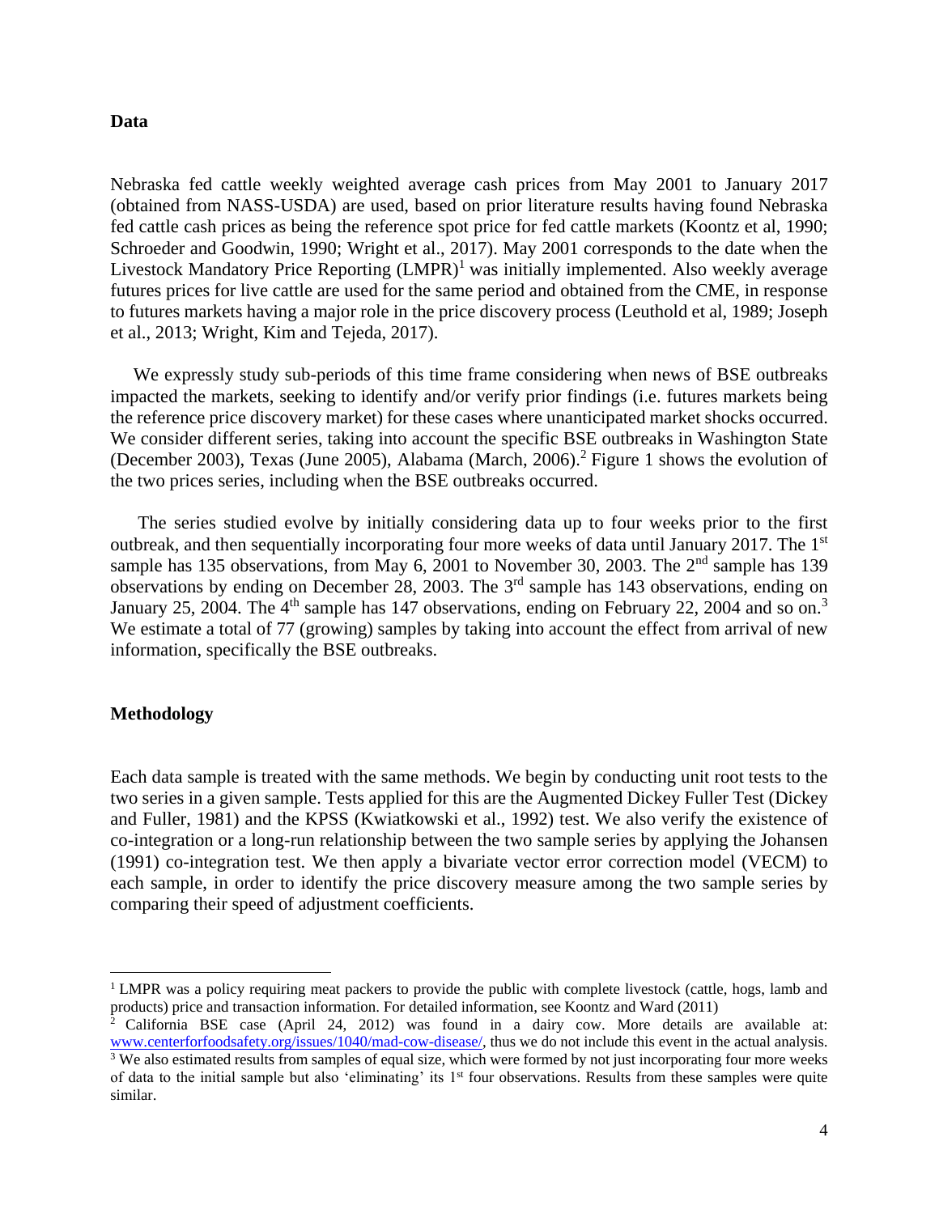## Data

Nebraska fed cattle weekly weighted average cash prices from May 2001 to January 2017 (obtained from NASS-USDA) are used, based on prior literature results having found Nebraska fed cattle cash prices as being the reference spot price for fed cattle markets (Koontz et al, 1990; Schroeder and Goodwin, 1990; Wright et al., 2017). May 2001 corresponds to the date when the Livestock Mandatory Price Reporting (LMPR)[1] was initially implemented. Also weekly average futures prices for live cattle are used for the same period and obtained from the CME, in response to futures markets having a major role in the price discovery process (Leuthold et al, 1989; Joseph et al., 2013; Wright, Kim and Tejeda, 2017).

We expressly study sub-periods of this time frame considering when news of BSE outbreaks impacted the markets, seeking to identify and/or verify prior findings (i.e. futures markets being the reference price discovery market) for these cases where unanticipated market shocks occurred. We consider different series, taking into account the specific BSE outbreaks in Washington State (December 2003), Texas (June 2005), Alabama (March, 2006).[2] Figure 1 shows the evolution of the two prices series, including when the BSE outbreaks occurred.

The series studied evolve by initially considering data up to four weeks prior to the first outbreak, and then sequentially incorporating four more weeks of data until January 2017. The 1st sample has 135 observations, from May 6, 2001 to November 30, 2003. The 2nd sample has 139 observations by ending on December 28, 2003. The 3rd sample has 143 observations, ending on January 25, 2004. The 4th sample has 147 observations, ending on February 22, 2004 and so on.[3] We estimate a total of 77 (growing) samples by taking into account the effect from arrival of new information, specifically the BSE outbreaks.

## Methodology

Each data sample is treated with the same methods. We begin by conducting unit root tests to the two series in a given sample. Tests applied for this are the Augmented Dickey Fuller Test (Dickey and Fuller, 1981) and the KPSS (Kwiatkowski et al., 1992) test. We also verify the existence of co-integration or a long-run relationship between the two sample series by applying the Johansen (1991) co-integration test. We then apply a bivariate vector error correction model (VECM) to each sample, in order to identify the price discovery measure among the two sample series by comparing their speed of adjustment coefficients.

---

[1] LMPR was a policy requiring meat packers to provide the public with complete livestock (cattle, hogs, lamb and products) price and transaction information. For detailed information, see Koontz and Ward (2011)

[2] California BSE case (April 24, 2012) was found in a dairy cow. More details are available at: www.centerforfoodsafety.org/issues/1040/mad-cow-disease/, thus we do not include this event in the actual analysis.

[3] We also estimated results from samples of equal size, which were formed by not just incorporating four more weeks of data to the initial sample but also 'eliminating' its 1st four observations. Results from these samples were quite similar.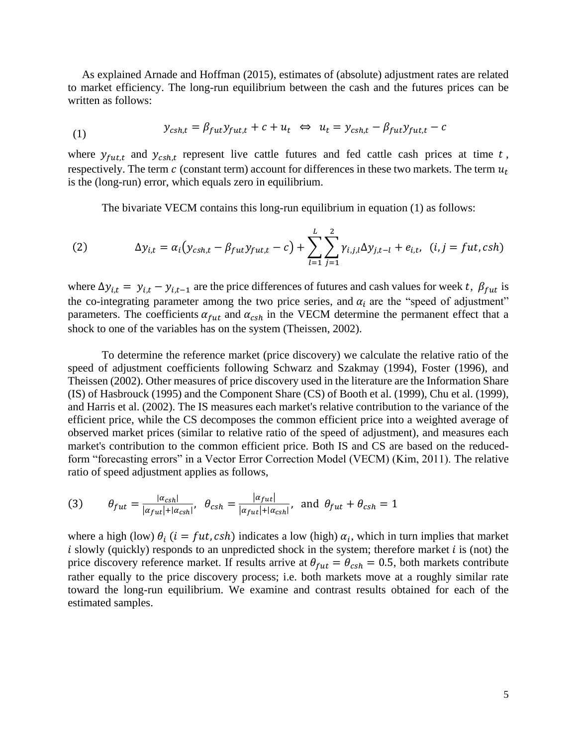As explained Arnade and Hoffman (2015), estimates of (absolute) adjustment rates are related to market efficiency. The long-run equilibrium between the cash and the futures prices can be written as follows:

$$y_{csh,t} = \beta_{fut} y_{fut,t} + c + u_t \;\; \Leftrightarrow \;\; u_t = y_{csh,t} - \beta_{fut} y_{fut,t} - c \tag{1}$$

where $y_{fut,t}$ and $y_{csh,t}$ represent live cattle futures and fed cattle cash prices at time $t$, respectively. The term $c$ (constant term) account for differences in these two markets. The term $u_t$ is the (long-run) error, which equals zero in equilibrium.

The bivariate VECM contains this long-run equilibrium in equation (1) as follows:

$$\Delta y_{i,t} = \alpha_i \left( y_{csh,t} - \beta_{fut} y_{fut,t} - c \right) + \sum_{l=1}^{L} \sum_{j=1}^{2} \gamma_{i,j,l} \Delta y_{j,t-l} + e_{i,t}, \;\; (i, j = fut, csh) \tag{2}$$

where $\Delta y_{i,t} = y_{i,t} - y_{i,t-1}$ are the price differences of futures and cash values for week $t$, $\beta_{fut}$ is the co-integrating parameter among the two price series, and $\alpha_i$ are the "speed of adjustment" parameters. The coefficients $\alpha_{fut}$ and $\alpha_{csh}$ in the VECM determine the permanent effect that a shock to one of the variables has on the system (Theissen, 2002).

To determine the reference market (price discovery) we calculate the relative ratio of the speed of adjustment coefficients following Schwarz and Szakmay (1994), Foster (1996), and Theissen (2002). Other measures of price discovery used in the literature are the Information Share (IS) of Hasbrouck (1995) and the Component Share (CS) of Booth et al. (1999), Chu et al. (1999), and Harris et al. (2002). The IS measures each market's relative contribution to the variance of the efficient price, while the CS decomposes the common efficient price into a weighted average of observed market prices (similar to relative ratio of the speed of adjustment), and measures each market's contribution to the common efficient price. Both IS and CS are based on the reduced-form "forecasting errors" in a Vector Error Correction Model (VECM) (Kim, 2011). The relative ratio of speed adjustment applies as follows,

$$\theta_{fut} = \frac{|\alpha_{csh}|}{|\alpha_{fut}| + |\alpha_{csh}|}, \;\; \theta_{csh} = \frac{|\alpha_{fut}|}{|\alpha_{fut}| + |\alpha_{csh}|}, \;\; \text{and} \;\; \theta_{fut} + \theta_{csh} = 1 \tag{3}$$

where a high (low) $\theta_i$ ($i = fut, csh$) indicates a low (high) $\alpha_i$, which in turn implies that market $i$ slowly (quickly) responds to an unpredicted shock in the system; therefore market $i$ is (not) the price discovery reference market. If results arrive at $\theta_{fut} = \theta_{csh} = 0.5$, both markets contribute rather equally to the price discovery process; i.e. both markets move at a roughly similar rate toward the long-run equilibrium. We examine and contrast results obtained for each of the estimated samples.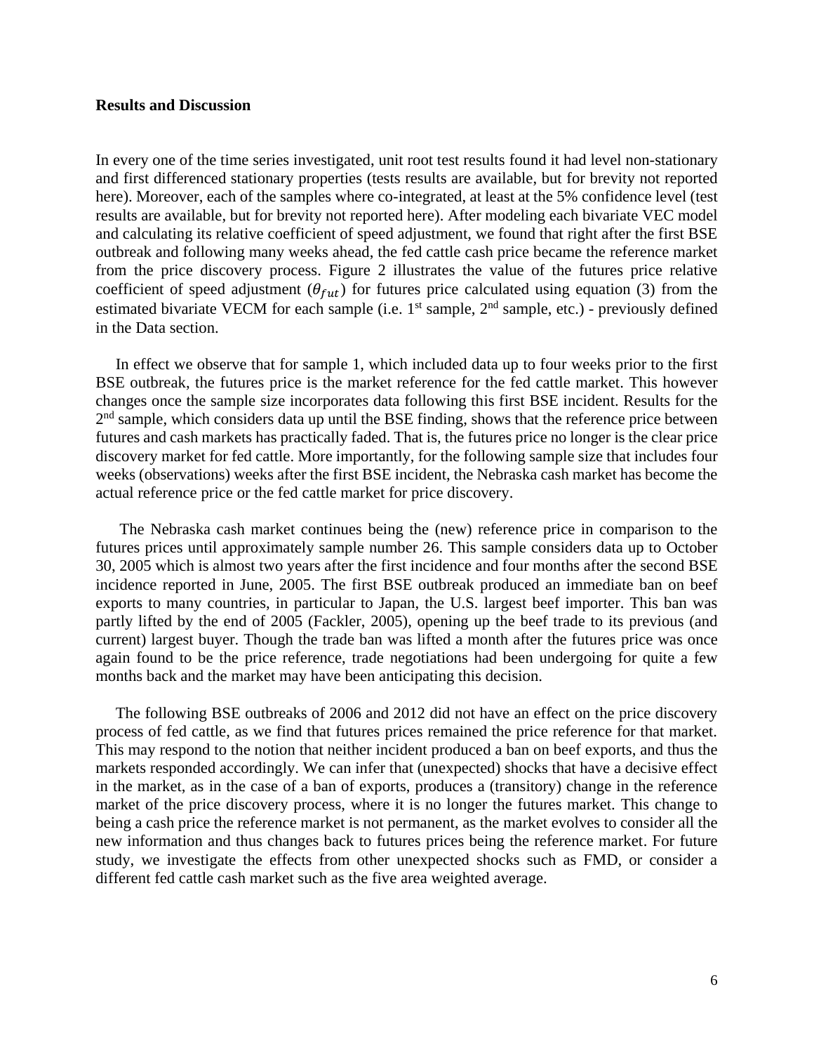**Results and Discussion**

In every one of the time series investigated, unit root test results found it had level non-stationary and first differenced stationary properties (tests results are available, but for brevity not reported here). Moreover, each of the samples where co-integrated, at least at the 5% confidence level (test results are available, but for brevity not reported here). After modeling each bivariate VEC model and calculating its relative coefficient of speed adjustment, we found that right after the first BSE outbreak and following many weeks ahead, the fed cattle cash price became the reference market from the price discovery process. Figure 2 illustrates the value of the futures price relative coefficient of speed adjustment ($\theta_{fut}$) for futures price calculated using equation (3) from the estimated bivariate VECM for each sample (i.e. 1st sample, 2nd sample, etc.) - previously defined in the Data section.

In effect we observe that for sample 1, which included data up to four weeks prior to the first BSE outbreak, the futures price is the market reference for the fed cattle market. This however changes once the sample size incorporates data following this first BSE incident. Results for the 2nd sample, which considers data up until the BSE finding, shows that the reference price between futures and cash markets has practically faded. That is, the futures price no longer is the clear price discovery market for fed cattle. More importantly, for the following sample size that includes four weeks (observations) weeks after the first BSE incident, the Nebraska cash market has become the actual reference price or the fed cattle market for price discovery.

The Nebraska cash market continues being the (new) reference price in comparison to the futures prices until approximately sample number 26. This sample considers data up to October 30, 2005 which is almost two years after the first incidence and four months after the second BSE incidence reported in June, 2005. The first BSE outbreak produced an immediate ban on beef exports to many countries, in particular to Japan, the U.S. largest beef importer. This ban was partly lifted by the end of 2005 (Fackler, 2005), opening up the beef trade to its previous (and current) largest buyer. Though the trade ban was lifted a month after the futures price was once again found to be the price reference, trade negotiations had been undergoing for quite a few months back and the market may have been anticipating this decision.

The following BSE outbreaks of 2006 and 2012 did not have an effect on the price discovery process of fed cattle, as we find that futures prices remained the price reference for that market. This may respond to the notion that neither incident produced a ban on beef exports, and thus the markets responded accordingly. We can infer that (unexpected) shocks that have a decisive effect in the market, as in the case of a ban of exports, produces a (transitory) change in the reference market of the price discovery process, where it is no longer the futures market. This change to being a cash price the reference market is not permanent, as the market evolves to consider all the new information and thus changes back to futures prices being the reference market. For future study, we investigate the effects from other unexpected shocks such as FMD, or consider a different fed cattle cash market such as the five area weighted average.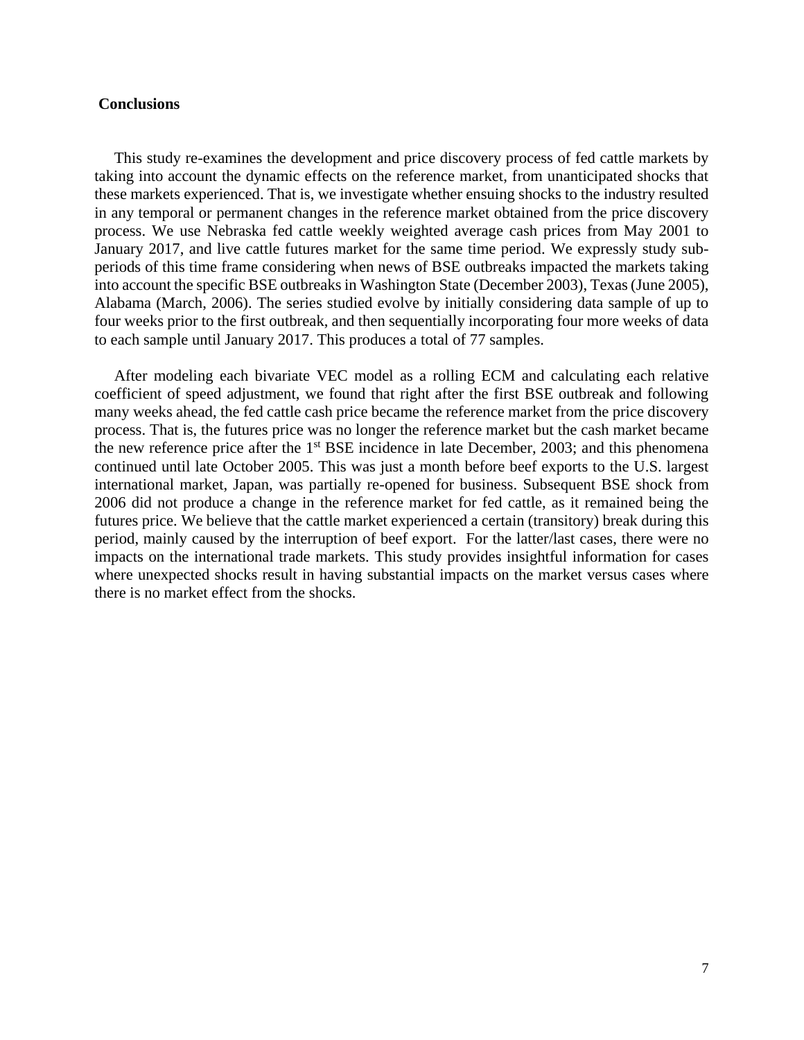## Conclusions

This study re-examines the development and price discovery process of fed cattle markets by taking into account the dynamic effects on the reference market, from unanticipated shocks that these markets experienced. That is, we investigate whether ensuing shocks to the industry resulted in any temporal or permanent changes in the reference market obtained from the price discovery process. We use Nebraska fed cattle weekly weighted average cash prices from May 2001 to January 2017, and live cattle futures market for the same time period. We expressly study sub-periods of this time frame considering when news of BSE outbreaks impacted the markets taking into account the specific BSE outbreaks in Washington State (December 2003), Texas (June 2005), Alabama (March, 2006). The series studied evolve by initially considering data sample of up to four weeks prior to the first outbreak, and then sequentially incorporating four more weeks of data to each sample until January 2017. This produces a total of 77 samples.

After modeling each bivariate VEC model as a rolling ECM and calculating each relative coefficient of speed adjustment, we found that right after the first BSE outbreak and following many weeks ahead, the fed cattle cash price became the reference market from the price discovery process. That is, the futures price was no longer the reference market but the cash market became the new reference price after the 1st BSE incidence in late December, 2003; and this phenomena continued until late October 2005. This was just a month before beef exports to the U.S. largest international market, Japan, was partially re-opened for business. Subsequent BSE shock from 2006 did not produce a change in the reference market for fed cattle, as it remained being the futures price. We believe that the cattle market experienced a certain (transitory) break during this period, mainly caused by the interruption of beef export. For the latter/last cases, there were no impacts on the international trade markets. This study provides insightful information for cases where unexpected shocks result in having substantial impacts on the market versus cases where there is no market effect from the shocks.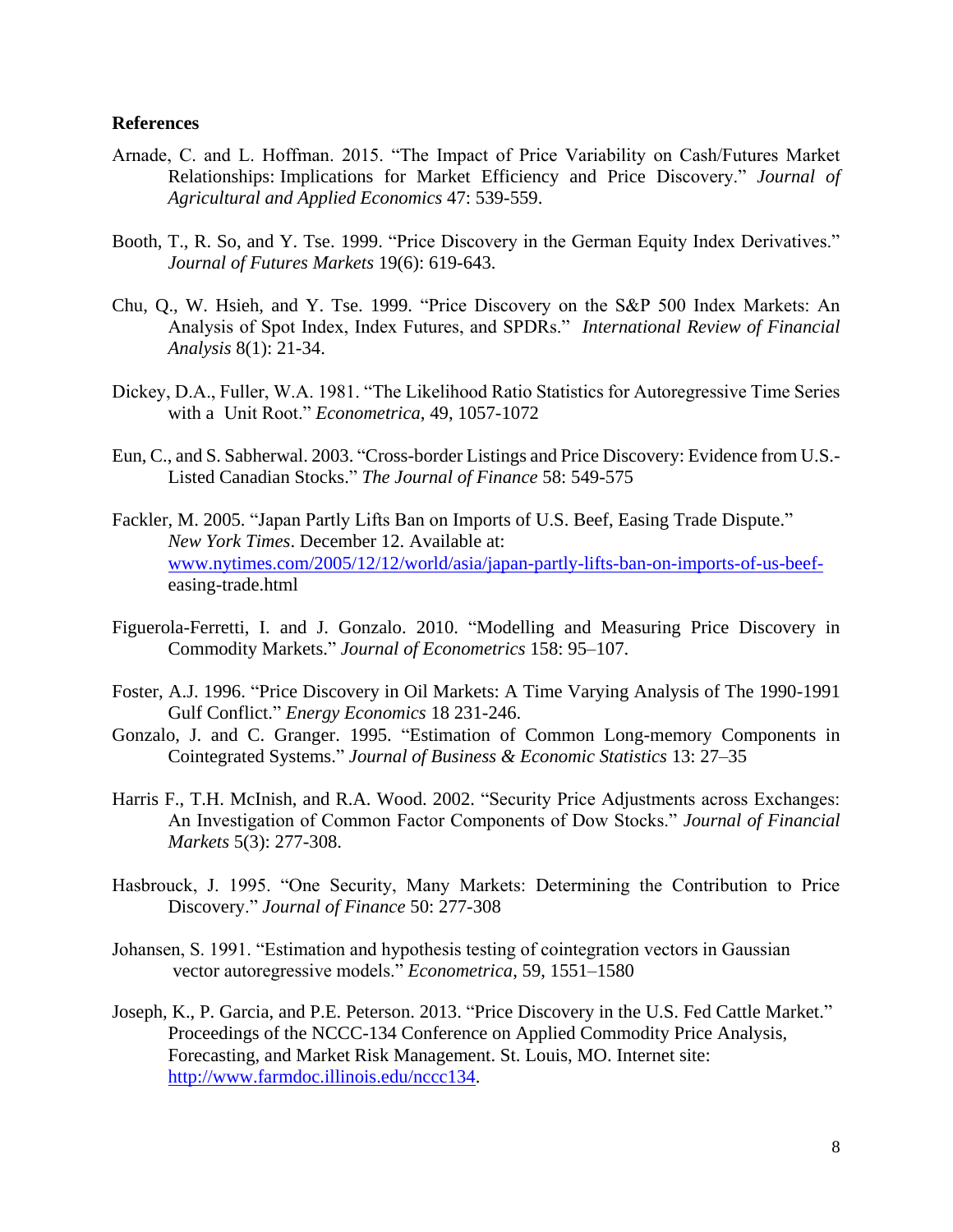## References

Arnade, C. and L. Hoffman. 2015. "The Impact of Price Variability on Cash/Futures Market Relationships: Implications for Market Efficiency and Price Discovery." *Journal of Agricultural and Applied Economics* 47: 539-559.

Booth, T., R. So, and Y. Tse. 1999. "Price Discovery in the German Equity Index Derivatives." *Journal of Futures Markets* 19(6): 619-643.

Chu, Q., W. Hsieh, and Y. Tse. 1999. "Price Discovery on the S&P 500 Index Markets: An Analysis of Spot Index, Index Futures, and SPDRs." *International Review of Financial Analysis* 8(1): 21-34.

Dickey, D.A., Fuller, W.A. 1981. "The Likelihood Ratio Statistics for Autoregressive Time Series with a Unit Root." *Econometrica*, 49, 1057-1072

Eun, C., and S. Sabherwal. 2003. "Cross-border Listings and Price Discovery: Evidence from U.S.-Listed Canadian Stocks." *The Journal of Finance* 58: 549-575

Fackler, M. 2005. "Japan Partly Lifts Ban on Imports of U.S. Beef, Easing Trade Dispute." *New York Times*. December 12. Available at: www.nytimes.com/2005/12/12/world/asia/japan-partly-lifts-ban-on-imports-of-us-beef-easing-trade.html

Figuerola-Ferretti, I. and J. Gonzalo. 2010. "Modelling and Measuring Price Discovery in Commodity Markets." *Journal of Econometrics* 158: 95–107.

Foster, A.J. 1996. "Price Discovery in Oil Markets: A Time Varying Analysis of The 1990-1991 Gulf Conflict." *Energy Economics* 18 231-246.

Gonzalo, J. and C. Granger. 1995. "Estimation of Common Long-memory Components in Cointegrated Systems." *Journal of Business & Economic Statistics* 13: 27–35

Harris F., T.H. McInish, and R.A. Wood. 2002. "Security Price Adjustments across Exchanges: An Investigation of Common Factor Components of Dow Stocks." *Journal of Financial Markets* 5(3): 277-308.

Hasbrouck, J. 1995. "One Security, Many Markets: Determining the Contribution to Price Discovery." *Journal of Finance* 50: 277-308

Johansen, S. 1991. "Estimation and hypothesis testing of cointegration vectors in Gaussian vector autoregressive models." *Econometrica*, 59, 1551–1580

Joseph, K., P. Garcia, and P.E. Peterson. 2013. "Price Discovery in the U.S. Fed Cattle Market." Proceedings of the NCCC-134 Conference on Applied Commodity Price Analysis, Forecasting, and Market Risk Management. St. Louis, MO. Internet site: http://www.farmdoc.illinois.edu/nccc134.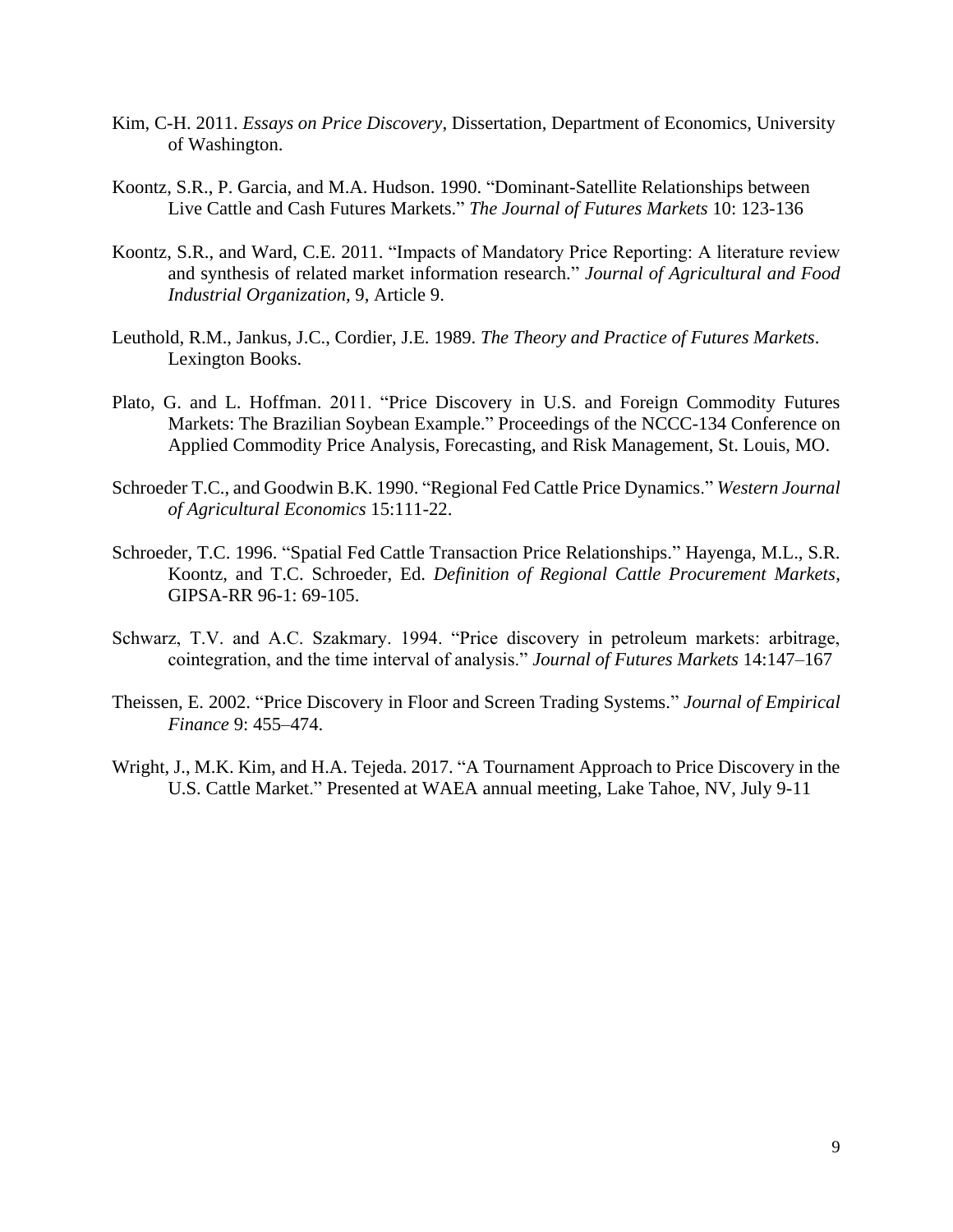Kim, C-H. 2011. *Essays on Price Discovery*, Dissertation, Department of Economics, University of Washington.

Koontz, S.R., P. Garcia, and M.A. Hudson. 1990. "Dominant-Satellite Relationships between Live Cattle and Cash Futures Markets." *The Journal of Futures Markets* 10: 123-136

Koontz, S.R., and Ward, C.E. 2011. "Impacts of Mandatory Price Reporting: A literature review and synthesis of related market information research." *Journal of Agricultural and Food Industrial Organization*, 9, Article 9.

Leuthold, R.M., Jankus, J.C., Cordier, J.E. 1989. *The Theory and Practice of Futures Markets*. Lexington Books.

Plato, G. and L. Hoffman. 2011. "Price Discovery in U.S. and Foreign Commodity Futures Markets: The Brazilian Soybean Example." Proceedings of the NCCC-134 Conference on Applied Commodity Price Analysis, Forecasting, and Risk Management, St. Louis, MO.

Schroeder T.C., and Goodwin B.K. 1990. "Regional Fed Cattle Price Dynamics." *Western Journal of Agricultural Economics* 15:111-22.

Schroeder, T.C. 1996. "Spatial Fed Cattle Transaction Price Relationships." Hayenga, M.L., S.R. Koontz, and T.C. Schroeder, Ed. *Definition of Regional Cattle Procurement Markets*, GIPSA-RR 96-1: 69-105.

Schwarz, T.V. and A.C. Szakmary. 1994. "Price discovery in petroleum markets: arbitrage, cointegration, and the time interval of analysis." *Journal of Futures Markets* 14:147–167

Theissen, E. 2002. "Price Discovery in Floor and Screen Trading Systems." *Journal of Empirical Finance* 9: 455–474.

Wright, J., M.K. Kim, and H.A. Tejeda. 2017. "A Tournament Approach to Price Discovery in the U.S. Cattle Market." Presented at WAEA annual meeting, Lake Tahoe, NV, July 9-11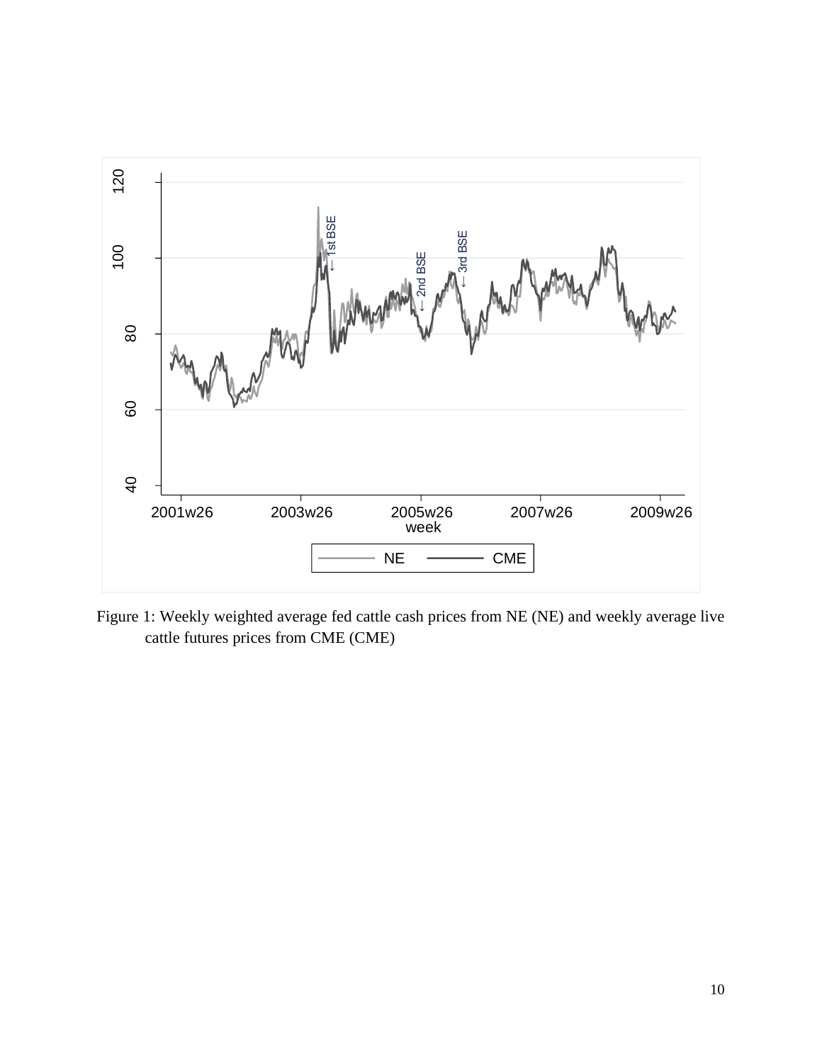Figure 1: Weekly weighted average fed cattle cash prices from NE (NE) and weekly average live cattle futures prices from CME (CME)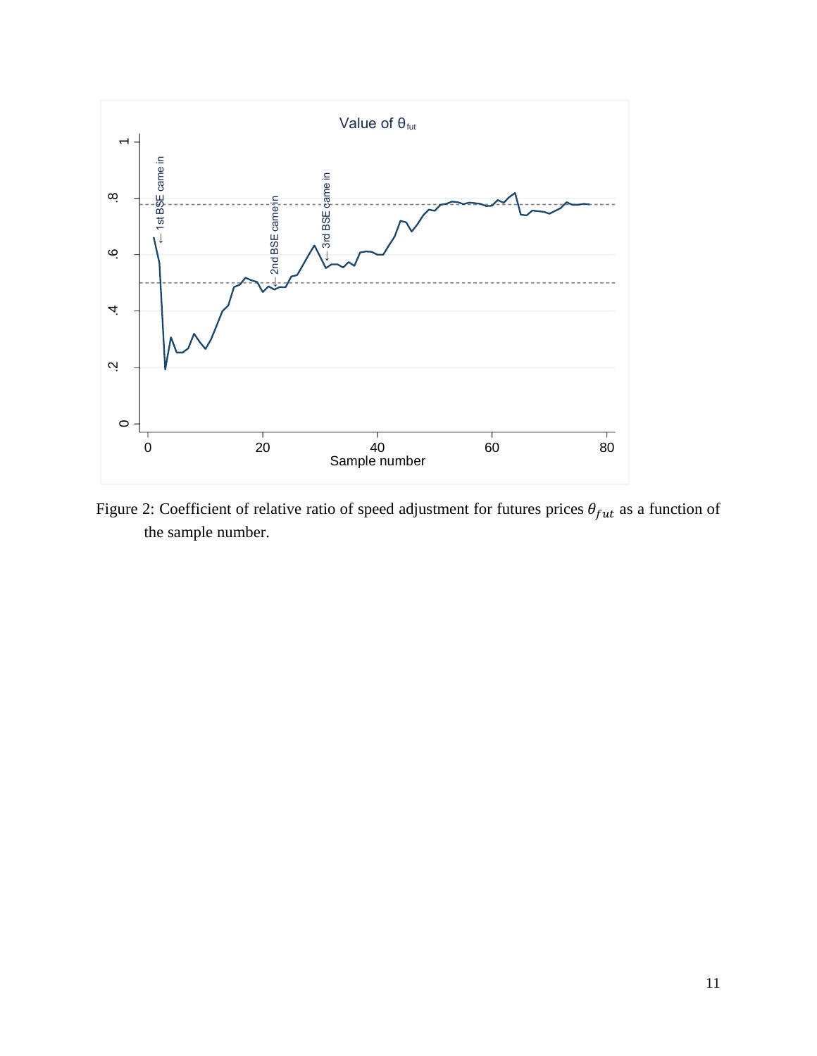Value of $\theta_{fut}$

1

.8

.6

.4

.2

0

0

20

40

60

80

Sample number

← 1st BSE came in

← 2nd BSE came in

← 3rd BSE came in

Figure 2: Coefficient of relative ratio of speed adjustment for futures prices $\theta_{fut}$ as a function of the sample number.